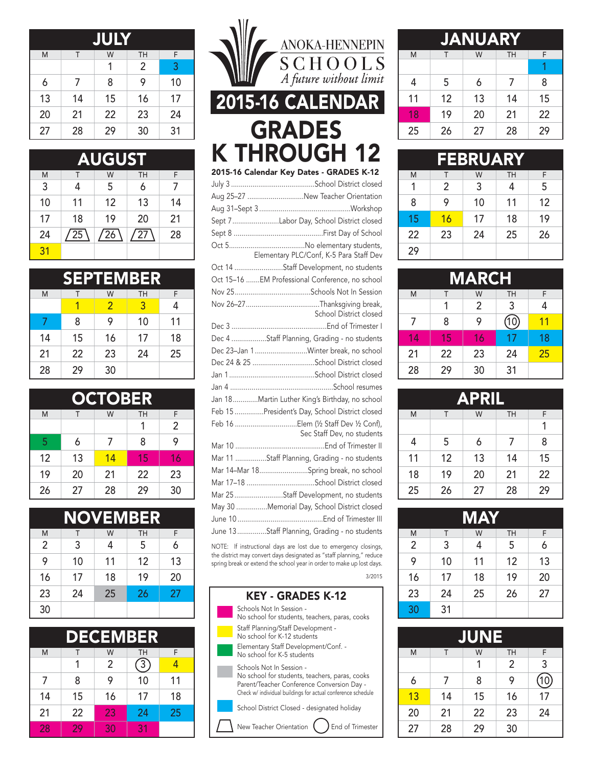# ANOKA-HENNEPIN SCHOOLS

*A future without limit*

# 2015-16 CALENDAR

# GRADES K THROUGH 12

## JULY

| M | T | W | TH | F |
|---|---|---|---|---|
| | | 1 | 2 | 3 |
| 6 | 7 | 8 | 9 | 10 |
| 13 | 14 | 15 | 16 | 17 |
| 20 | 21 | 22 | 23 | 24 |
| 27 | 28 | 29 | 30 | 31 |

## AUGUST

| M | T | W | TH | F |
|---|---|---|---|---|
| 3 | 4 | 5 | 6 | 7 |
| 10 | 11 | 12 | 13 | 14 |
| 17 | 18 | 19 | 20 | 21 |
| 24 | 25 | 26 | 27 | 28 |
| 31 | | | | |

## SEPTEMBER

| M | T | W | TH | F |
|---|---|---|---|---|
| | 1 | 2 | 3 | 4 |
| 7 | 8 | 9 | 10 | 11 |
| 14 | 15 | 16 | 17 | 18 |
| 21 | 22 | 23 | 24 | 25 |
| 28 | 29 | 30 | | |

## OCTOBER

| M | T | W | TH | F |
|---|---|---|---|---|
| | | | 1 | 2 |
| 5 | 6 | 7 | 8 | 9 |
| 12 | 13 | 14 | 15 | 16 |
| 19 | 20 | 21 | 22 | 23 |
| 26 | 27 | 28 | 29 | 30 |

## NOVEMBER

| M | T | W | TH | F |
|---|---|---|---|---|
| 2 | 3 | 4 | 5 | 6 |
| 9 | 10 | 11 | 12 | 13 |
| 16 | 17 | 18 | 19 | 20 |
| 23 | 24 | 25 | 26 | 27 |
| 30 | | | | |

## DECEMBER

| M | T | W | TH | F |
|---|---|---|---|---|
| | 1 | 2 | 3 | 4 |
| 7 | 8 | 9 | 10 | 11 |
| 14 | 15 | 16 | 17 | 18 |
| 21 | 22 | 23 | 24 | 25 |
| 28 | 29 | 30 | 31 | |

## 2015-16 Calendar Key Dates - GRADES K-12

- July 3 .......... School District closed
- Aug 25–27 .......... New Teacher Orientation
- Aug 31–Sept 3 .......... Workshop
- Sept 7 .......... Labor Day, School District closed
- Sept 8 .......... First Day of School
- Oct 5 .......... No elementary students, Elementary PLC/Conf, K-5 Para Staff Dev
- Oct 14 .......... Staff Development, no students
- Oct 15–16 .......... EM Professional Conference, no school
- Nov 25 .......... Schools Not In Session
- Nov 26–27 .......... Thanksgiving break, School District closed
- Dec 3 .......... End of Trimester I
- Dec 4 .......... Staff Planning, Grading - no students
- Dec 23–Jan 1 .......... Winter break, no school
- Dec 24 & 25 .......... School District closed
- Jan 1 .......... School District closed
- Jan 4 .......... School resumes
- Jan 18 .......... Martin Luther King's Birthday, no school
- Feb 15 .......... President's Day, School District closed
- Feb 16 .......... Elem (½ Staff Dev ½ Conf), Sec Staff Dev, no students
- Mar 10 .......... End of Trimester II
- Mar 11 .......... Staff Planning, Grading - no students
- Mar 14–Mar 18 .......... Spring break, no school
- Mar 17–18 .......... School District closed
- Mar 25 .......... Staff Development, no students
- May 30 .......... Memorial Day, School District closed
- June 10 .......... End of Trimester III
- June 13 .......... Staff Planning, Grading - no students

NOTE: If instructional days are lost due to emergency closings, the district may convert days designated as "staff planning," reduce spring break or extend the school year in order to make up lost days.

3/2015

## KEY - GRADES K-12

- Schools Not In Session - No school for students, teachers, paras, cooks
- Staff Planning/Staff Development - No school for K-12 students
- Elementary Staff Development/Conf. - No school for K-5 students
- Schools Not In Session - No school for students, teachers, paras, cooks; Parent/Teacher Conference Conversion Day - Check w/ individual buildings for actual conference schedule
- School District Closed - designated holiday
- New Teacher Orientation
- End of Trimester

## JANUARY

| M | T | W | TH | F |
|---|---|---|---|---|
| | | | | 1 |
| 4 | 5 | 6 | 7 | 8 |
| 11 | 12 | 13 | 14 | 15 |
| 18 | 19 | 20 | 21 | 22 |
| 25 | 26 | 27 | 28 | 29 |

## FEBRUARY

| M | T | W | TH | F |
|---|---|---|---|---|
| 1 | 2 | 3 | 4 | 5 |
| 8 | 9 | 10 | 11 | 12 |
| 15 | 16 | 17 | 18 | 19 |
| 22 | 23 | 24 | 25 | 26 |
| 29 | | | | |

## MARCH

| M | T | W | TH | F |
|---|---|---|---|---|
| | 1 | 2 | 3 | 4 |
| 7 | 8 | 9 | 10 | 11 |
| 14 | 15 | 16 | 17 | 18 |
| 21 | 22 | 23 | 24 | 25 |
| 28 | 29 | 30 | 31 | |

## APRIL

| M | T | W | TH | F |
|---|---|---|---|---|
| | | | | 1 |
| 4 | 5 | 6 | 7 | 8 |
| 11 | 12 | 13 | 14 | 15 |
| 18 | 19 | 20 | 21 | 22 |
| 25 | 26 | 27 | 28 | 29 |

## MAY

| M | T | W | TH | F |
|---|---|---|---|---|
| 2 | 3 | 4 | 5 | 6 |
| 9 | 10 | 11 | 12 | 13 |
| 16 | 17 | 18 | 19 | 20 |
| 23 | 24 | 25 | 26 | 27 |
| 30 | 31 | | | |

## JUNE

| M | T | W | TH | F |
|---|---|---|---|---|
| | | 1 | 2 | 3 |
| 6 | 7 | 8 | 9 | 10 |
| 13 | 14 | 15 | 16 | 17 |
| 20 | 21 | 22 | 23 | 24 |
| 27 | 28 | 29 | 30 | |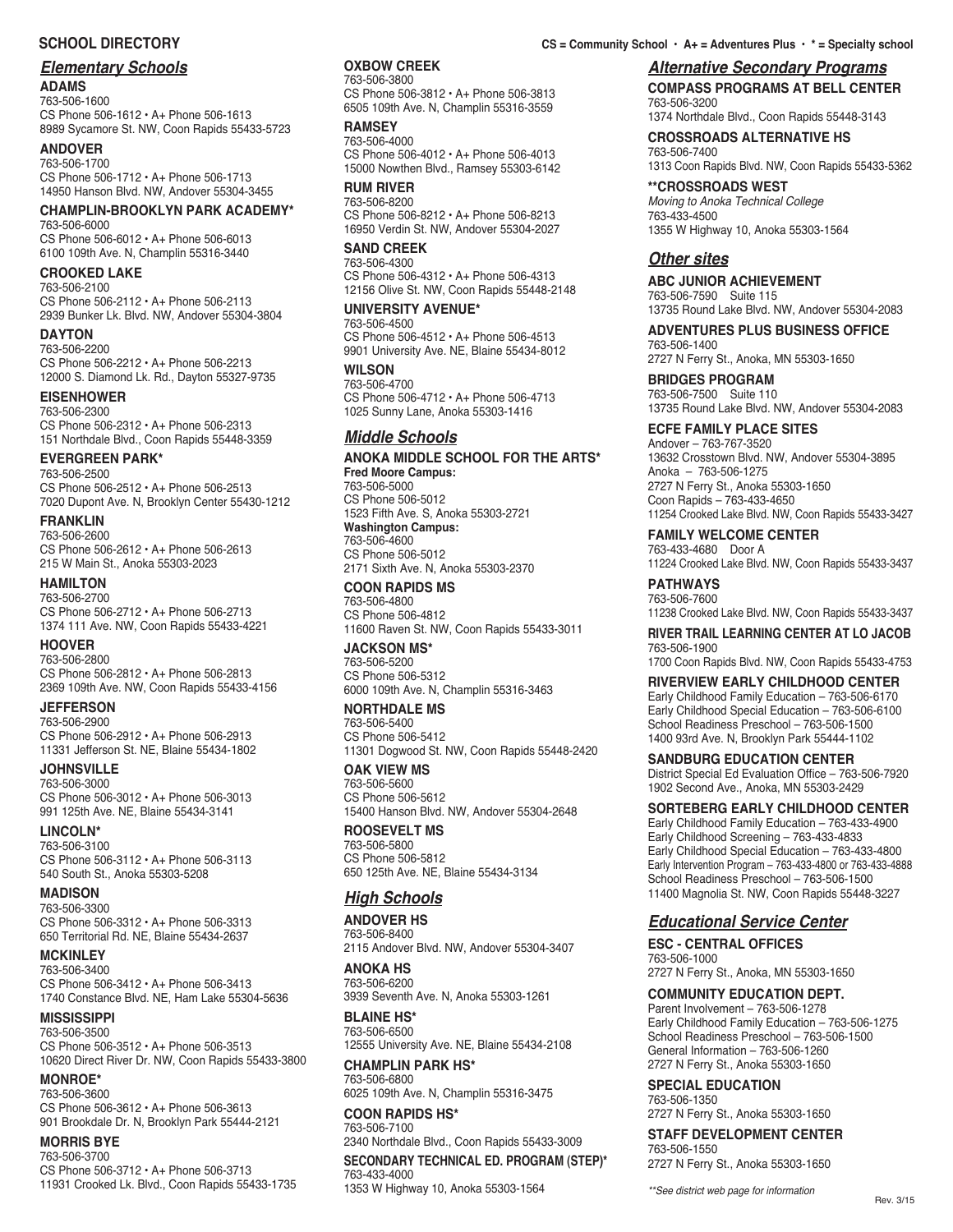# SCHOOL DIRECTORY

CS = Community School • A+ = Adventures Plus • * = Specialty school

## *Elementary Schools*

**ADAMS**
763-506-1600
CS Phone 506-1612 • A+ Phone 506-1613
8989 Sycamore St. NW, Coon Rapids 55433-5723

**ANDOVER**
763-506-1700
CS Phone 506-1712 • A+ Phone 506-1713
14950 Hanson Blvd. NW, Andover 55304-3455

**CHAMPLIN-BROOKLYN PARK ACADEMY***
763-506-6000
CS Phone 506-6012 • A+ Phone 506-6013
6100 109th Ave. N, Champlin 55316-3440

**CROOKED LAKE**
763-506-2100
CS Phone 506-2112 • A+ Phone 506-2113
2939 Bunker Lk. Blvd. NW, Andover 55304-3804

**DAYTON**
763-506-2200
CS Phone 506-2212 • A+ Phone 506-2213
12000 S. Diamond Lk. Rd., Dayton 55327-9735

**EISENHOWER**
763-506-2300
CS Phone 506-2312 • A+ Phone 506-2313
151 Northdale Blvd., Coon Rapids 55448-3359

**EVERGREEN PARK***
763-506-2500
CS Phone 506-2512 • A+ Phone 506-2513
7020 Dupont Ave. N, Brooklyn Center 55430-1212

**FRANKLIN**
763-506-2600
CS Phone 506-2612 • A+ Phone 506-2613
215 W Main St., Anoka 55303-2023

**HAMILTON**
763-506-2700
CS Phone 506-2712 • A+ Phone 506-2713
1374 111 Ave. NW, Coon Rapids 55433-4221

**HOOVER**
763-506-2800
CS Phone 506-2812 • A+ Phone 506-2813
2369 109th Ave. NW, Coon Rapids 55433-4156

**JEFFERSON**
763-506-2900
CS Phone 506-2912 • A+ Phone 506-2913
11331 Jefferson St. NE, Blaine 55434-1802

**JOHNSVILLE**
763-506-3000
CS Phone 506-3012 • A+ Phone 506-3013
991 125th Ave. NE, Blaine 55434-3141

**LINCOLN***
763-506-3100
CS Phone 506-3112 • A+ Phone 506-3113
540 South St., Anoka 55303-5208

**MADISON**
763-506-3300
CS Phone 506-3312 • A+ Phone 506-3313
650 Territorial Rd. NE, Blaine 55434-2637

**MCKINLEY**
763-506-3400
CS Phone 506-3412 • A+ Phone 506-3413
1740 Constance Blvd. NE, Ham Lake 55304-5636

**MISSISSIPPI**
763-506-3500
CS Phone 506-3512 • A+ Phone 506-3513
10620 Direct River Dr. NW, Coon Rapids 55433-3800

**MONROE***
763-506-3600
CS Phone 506-3612 • A+ Phone 506-3613
901 Brookdale Dr. N, Brooklyn Park 55444-2121

**MORRIS BYE**
763-506-3700
CS Phone 506-3712 • A+ Phone 506-3713
11931 Crooked Lk. Blvd., Coon Rapids 55433-1735

**OXBOW CREEK**
763-506-3800
CS Phone 506-3812 • A+ Phone 506-3813
6505 109th Ave. N, Champlin 55316-3559

**RAMSEY**
763-506-4000
CS Phone 506-4012 • A+ Phone 506-4013
15000 Nowthen Blvd., Ramsey 55303-6142

**RUM RIVER**
763-506-8200
CS Phone 506-8212 • A+ Phone 506-8213
16950 Verdin St. NW, Andover 55304-2027

**SAND CREEK**
763-506-4300
CS Phone 506-4312 • A+ Phone 506-4313
12156 Olive St. NW, Coon Rapids 55448-2148

**UNIVERSITY AVENUE***
763-506-4500
CS Phone 506-4512 • A+ Phone 506-4513
9901 University Ave. NE, Blaine 55434-8012

**WILSON**
763-506-4700
CS Phone 506-4712 • A+ Phone 506-4713
1025 Sunny Lane, Anoka 55303-1416

## *Middle Schools*

**ANOKA MIDDLE SCHOOL FOR THE ARTS***
**Fred Moore Campus:**
763-506-5000
CS Phone 506-5012
1523 Fifth Ave. S, Anoka 55303-2721
**Washington Campus:**
763-506-4600
CS Phone 506-5012
2171 Sixth Ave. N, Anoka 55303-2370

**COON RAPIDS MS**
763-506-4800
CS Phone 506-4812
11600 Raven St. NW, Coon Rapids 55433-3011

**JACKSON MS***
763-506-5200
CS Phone 506-5312
6000 109th Ave. N, Champlin 55316-3463

**NORTHDALE MS**
763-506-5400
CS Phone 506-5412
11301 Dogwood St. NW, Coon Rapids 55448-2420

**OAK VIEW MS**
763-506-5600
CS Phone 506-5612
15400 Hanson Blvd. NW, Andover 55304-2648

**ROOSEVELT MS**
763-506-5800
CS Phone 506-5812
650 125th Ave. NE, Blaine 55434-3134

## *High Schools*

**ANDOVER HS**
763-506-8400
2115 Andover Blvd. NW, Andover 55304-3407

**ANOKA HS**
763-506-6200
3939 Seventh Ave. N, Anoka 55303-1261

**BLAINE HS***
763-506-6500
12555 University Ave. NE, Blaine 55434-2108

**CHAMPLIN PARK HS***
763-506-6800
6025 109th Ave. N, Champlin 55316-3475

**COON RAPIDS HS***
763-506-7100
2340 Northdale Blvd., Coon Rapids 55433-3009

**SECONDARY TECHNICAL ED. PROGRAM (STEP)***
763-433-4000
1353 W Highway 10, Anoka 55303-1564

## *Alternative Secondary Programs*

**COMPASS PROGRAMS AT BELL CENTER**
763-506-3200
1374 Northdale Blvd., Coon Rapids 55448-3143

**CROSSROADS ALTERNATIVE HS**
763-506-7400
1313 Coon Rapids Blvd. NW, Coon Rapids 55433-5362

**\*\*CROSSROADS WEST**
*Moving to Anoka Technical College*
763-433-4500
1355 W Highway 10, Anoka 55303-1564

## *Other sites*

**ABC JUNIOR ACHIEVEMENT**
763-506-7590 Suite 115
13735 Round Lake Blvd. NW, Andover 55304-2083

**ADVENTURES PLUS BUSINESS OFFICE**
763-506-1400
2727 N Ferry St., Anoka, MN 55303-1650

**BRIDGES PROGRAM**
763-506-7500 Suite 110
13735 Round Lake Blvd. NW, Andover 55304-2083

**ECFE FAMILY PLACE SITES**
Andover – 763-767-3520
13632 Crosstown Blvd. NW, Andover 55304-3895
Anoka – 763-506-1275
2727 N Ferry St., Anoka 55303-1650
Coon Rapids – 763-433-4650
11254 Crooked Lake Blvd. NW, Coon Rapids 55433-3427

**FAMILY WELCOME CENTER**
763-433-4680 Door A
11224 Crooked Lake Blvd. NW, Coon Rapids 55433-3437

**PATHWAYS**
763-506-7600
11238 Crooked Lake Blvd. NW, Coon Rapids 55433-3437

**RIVER TRAIL LEARNING CENTER AT LO JACOB**
763-506-1900
1700 Coon Rapids Blvd. NW, Coon Rapids 55433-4753

**RIVERVIEW EARLY CHILDHOOD CENTER**
Early Childhood Family Education – 763-506-6170
Early Childhood Special Education – 763-506-6100
School Readiness Preschool – 763-506-1500
1400 93rd Ave. N, Brooklyn Park 55444-1102

**SANDBURG EDUCATION CENTER**
District Special Ed Evaluation Office – 763-506-7920
1902 Second Ave., Anoka, MN 55303-2429

**SORTEBERG EARLY CHILDHOOD CENTER**
Early Childhood Family Education – 763-433-4900
Early Childhood Screening – 763-433-4833
Early Childhood Special Education – 763-433-4800
Early Intervention Program – 763-433-4800 or 763-433-4888
School Readiness Preschool – 763-506-1500
11400 Magnolia St. NW, Coon Rapids 55448-3227

## *Educational Service Center*

**ESC - CENTRAL OFFICES**
763-506-1000
2727 N Ferry St., Anoka, MN 55303-1650

**COMMUNITY EDUCATION DEPT.**
Parent Involvement – 763-506-1278
Early Childhood Family Education – 763-506-1275
School Readiness Preschool – 763-506-1500
General Information – 763-506-1260
2727 N Ferry St., Anoka 55303-1650

**SPECIAL EDUCATION**
763-506-1350
2727 N Ferry St., Anoka 55303-1650

**STAFF DEVELOPMENT CENTER**
763-506-1550
2727 N Ferry St., Anoka 55303-1650

*\*\*See district web page for information*

Rev. 3/15